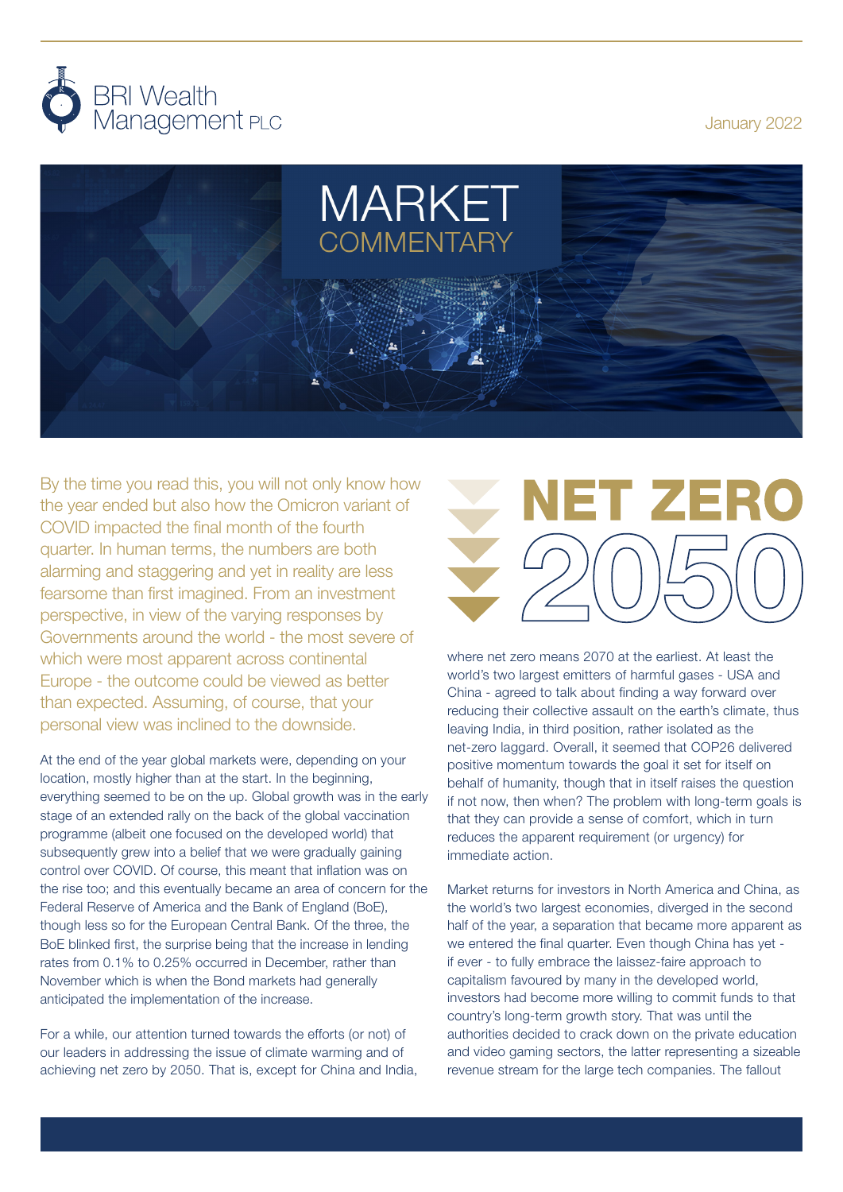BRI Wealth Management PLC

January 2022

# MARKET COMMENTARY

By the time you read this, you will not only know how the year ended but also how the Omicron variant of COVID impacted the final month of the fourth quarter. In human terms, the numbers are both alarming and staggering and yet in reality are less fearsome than first imagined. From an investment perspective, in view of the varying responses by Governments around the world - the most severe of which were most apparent across continental Europe - the outcome could be viewed as better than expected. Assuming, of course, that your personal view was inclined to the downside.

At the end of the year global markets were, depending on your location, mostly higher than at the start. In the beginning, everything seemed to be on the up. Global growth was in the early stage of an extended rally on the back of the global vaccination programme (albeit one focused on the developed world) that subsequently grew into a belief that we were gradually gaining control over COVID. Of course, this meant that inflation was on the rise too; and this eventually became an area of concern for the Federal Reserve of America and the Bank of England (BoE), though less so for the European Central Bank. Of the three, the BoE blinked first, the surprise being that the increase in lending rates from 0.1% to 0.25% occurred in December, rather than November which is when the Bond markets had generally anticipated the implementation of the increase.

For a while, our attention turned towards the efforts (or not) of our leaders in addressing the issue of climate warming and of achieving net zero by 2050. That is, except for China and India,

## NET ZERO 2050

where net zero means 2070 at the earliest. At least the world's two largest emitters of harmful gases - USA and China - agreed to talk about finding a way forward over reducing their collective assault on the earth's climate, thus leaving India, in third position, rather isolated as the net-zero laggard. Overall, it seemed that COP26 delivered positive momentum towards the goal it set for itself on behalf of humanity, though that in itself raises the question if not now, then when? The problem with long-term goals is that they can provide a sense of comfort, which in turn reduces the apparent requirement (or urgency) for immediate action.

Market returns for investors in North America and China, as the world's two largest economies, diverged in the second half of the year, a separation that became more apparent as we entered the final quarter. Even though China has yet - if ever - to fully embrace the laissez-faire approach to capitalism favoured by many in the developed world, investors had become more willing to commit funds to that country's long-term growth story. That was until the authorities decided to crack down on the private education and video gaming sectors, the latter representing a sizeable revenue stream for the large tech companies. The fallout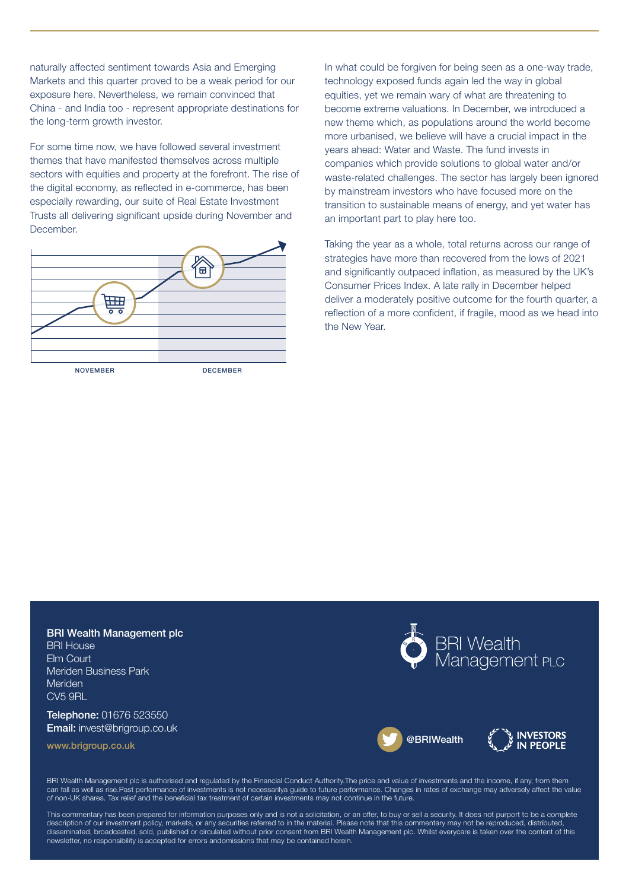naturally affected sentiment towards Asia and Emerging Markets and this quarter proved to be a weak period for our exposure here. Nevertheless, we remain convinced that China - and India too - represent appropriate destinations for the long-term growth investor.

For some time now, we have followed several investment themes that have manifested themselves across multiple sectors with equities and property at the forefront. The rise of the digital economy, as reflected in e-commerce, has been especially rewarding, our suite of Real Estate Investment Trusts all delivering significant upside during November and December.

NOVEMBER
DECEMBER

In what could be forgiven for being seen as a one-way trade, technology exposed funds again led the way in global equities, yet we remain wary of what are threatening to become extreme valuations. In December, we introduced a new theme which, as populations around the world become more urbanised, we believe will have a crucial impact in the years ahead: Water and Waste. The fund invests in companies which provide solutions to global water and/or waste-related challenges. The sector has largely been ignored by mainstream investors who have focused more on the transition to sustainable means of energy, and yet water has an important part to play here too.

Taking the year as a whole, total returns across our range of strategies have more than recovered from the lows of 2021 and significantly outpaced inflation, as measured by the UK's Consumer Prices Index. A late rally in December helped deliver a moderately positive outcome for the fourth quarter, a reflection of a more confident, if fragile, mood as we head into the New Year.

**BRI Wealth Management plc**
BRI House
Elm Court
Meriden Business Park
Meriden
CV5 9RL

**Telephone:** 01676 523550
**Email:** invest@brigroup.co.uk

www.brigroup.co.uk

BRI Wealth Management PLC

@BRIWealth

INVESTORS IN PEOPLE

BRI Wealth Management plc is authorised and regulated by the Financial Conduct Authority.The price and value of investments and the income, if any, from them can fall as well as rise.Past performance of investments is not necessarilya guide to future performance. Changes in rates of exchange may adversely affect the value of non-UK shares. Tax relief and the beneficial tax treatment of certain investments may not continue in the future.

This commentary has been prepared for information purposes only and is not a solicitation, or an offer, to buy or sell a security. It does not purport to be a complete description of our investment policy, markets, or any securities referred to in the material. Please note that this commentary may not be reproduced, distributed, disseminated, broadcasted, sold, published or circulated without prior consent from BRI Wealth Management plc. Whilst everycare is taken over the content of this newsletter, no responsibility is accepted for errors andomissions that may be contained herein.